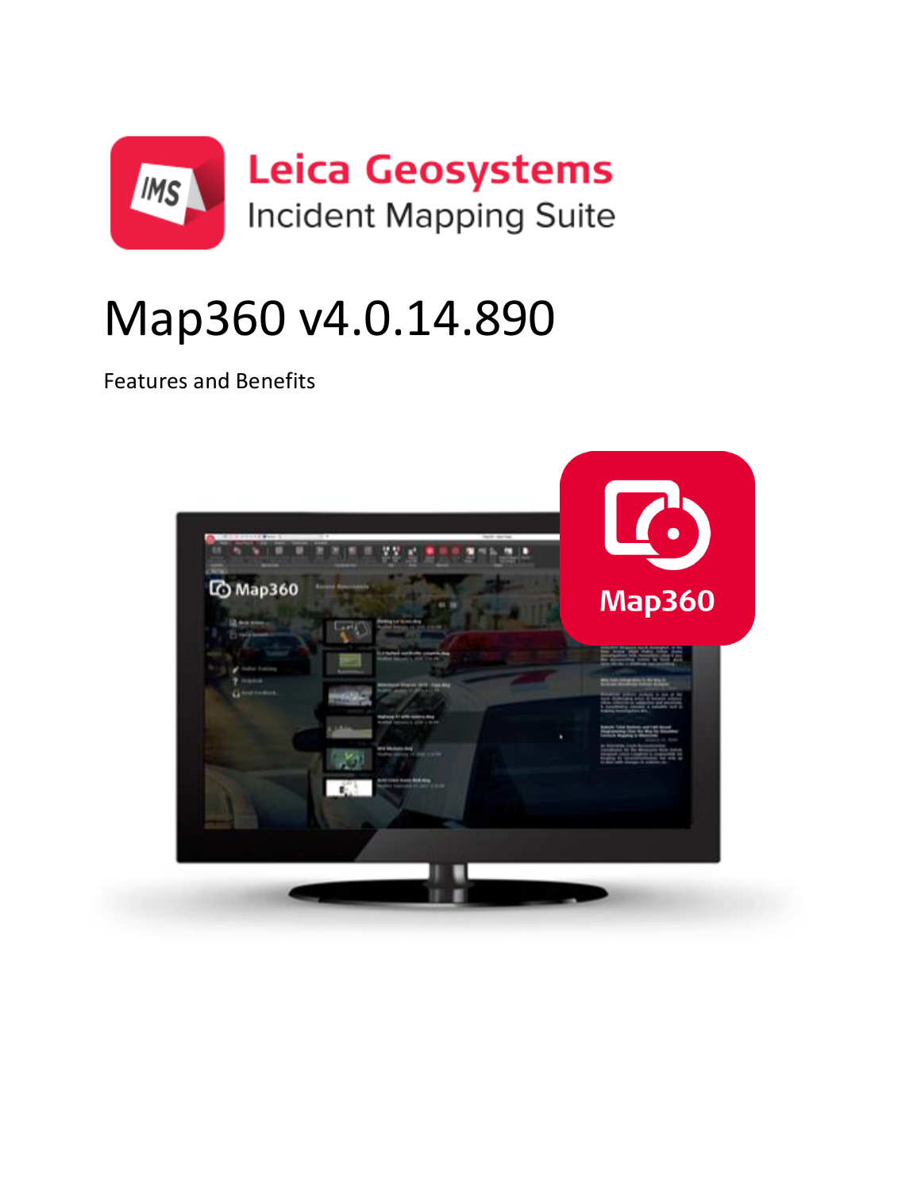Leica Geosystems
Incident Mapping Suite

# Map360 v4.0.14.890

Features and Benefits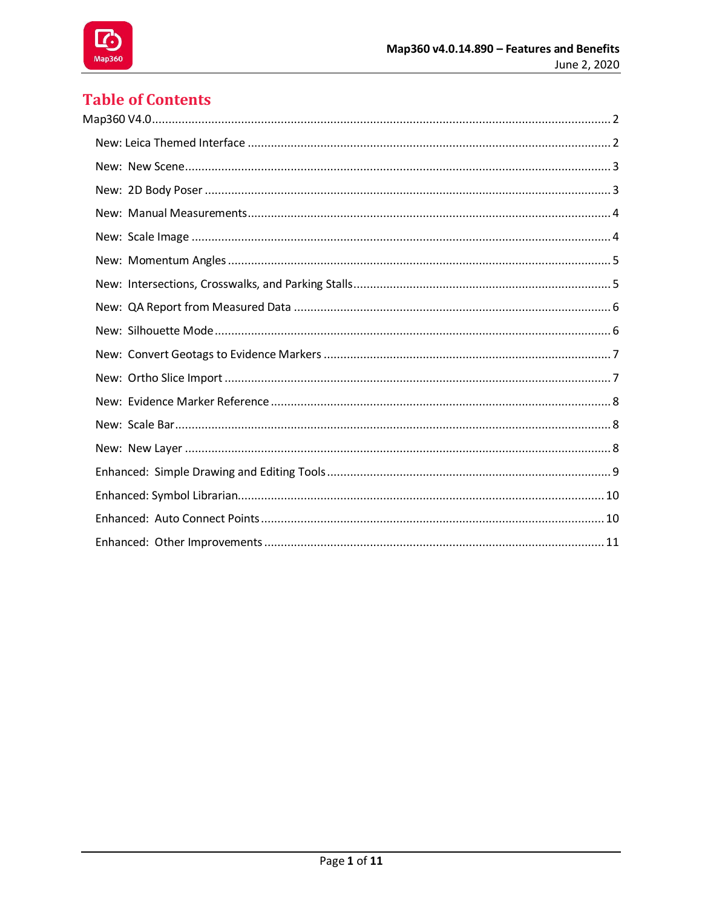# Table of Contents

- Map360 V4.0 ... 2
  - New: Leica Themed Interface ... 2
  - New: New Scene ... 3
  - New: 2D Body Poser ... 3
  - New: Manual Measurements ... 4
  - New: Scale Image ... 4
  - New: Momentum Angles ... 5
  - New: Intersections, Crosswalks, and Parking Stalls ... 5
  - New: QA Report from Measured Data ... 6
  - New: Silhouette Mode ... 6
  - New: Convert Geotags to Evidence Markers ... 7
  - New: Ortho Slice Import ... 7
  - New: Evidence Marker Reference ... 8
  - New: Scale Bar ... 8
  - New: New Layer ... 8
  - Enhanced: Simple Drawing and Editing Tools ... 9
  - Enhanced: Symbol Librarian ... 10
  - Enhanced: Auto Connect Points ... 10
  - Enhanced: Other Improvements ... 11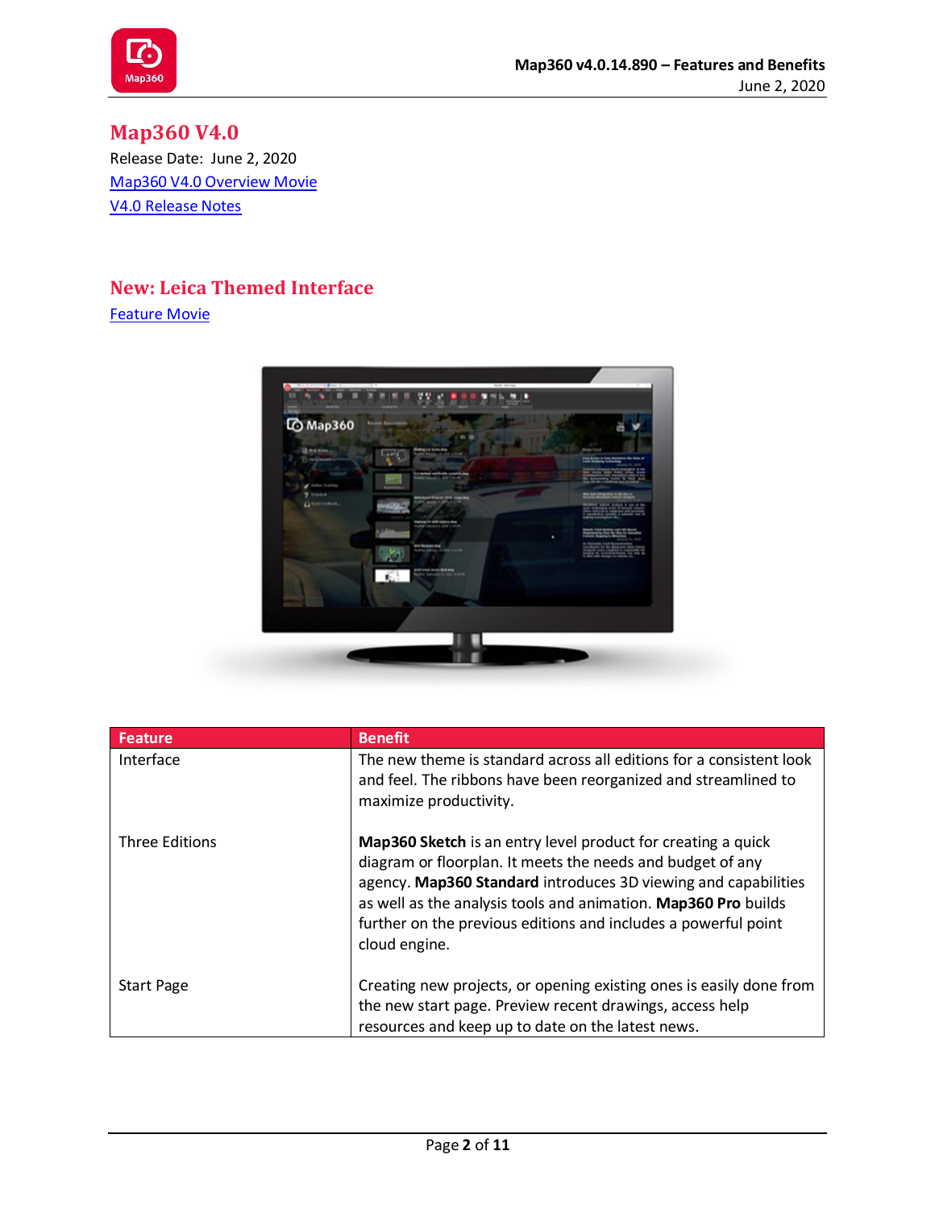# Map360 V4.0

Release Date: June 2, 2020

[Map360 V4.0 Overview Movie](#)

[V4.0 Release Notes](#)

## New: Leica Themed Interface

[Feature Movie](#)

| Feature | Benefit |
|---|---|
| Interface | The new theme is standard across all editions for a consistent look and feel. The ribbons have been reorganized and streamlined to maximize productivity. |
| Three Editions | **Map360 Sketch** is an entry level product for creating a quick diagram or floorplan. It meets the needs and budget of any agency. **Map360 Standard** introduces 3D viewing and capabilities as well as the analysis tools and animation. **Map360 Pro** builds further on the previous editions and includes a powerful point cloud engine. |
| Start Page | Creating new projects, or opening existing ones is easily done from the new start page. Preview recent drawings, access help resources and keep up to date on the latest news. |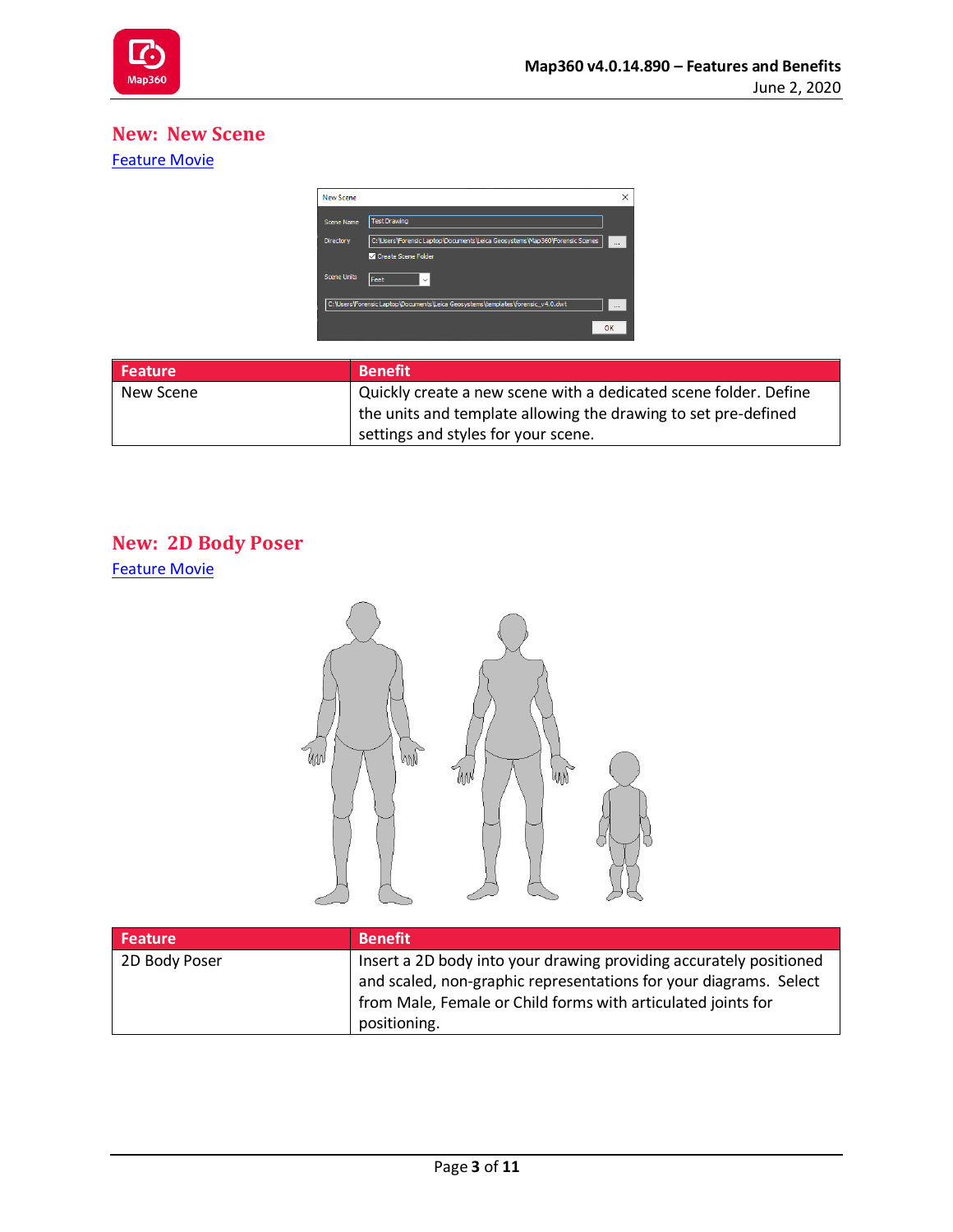## New: New Scene

[Feature Movie]

| Feature | Benefit |
| --- | --- |
| New Scene | Quickly create a new scene with a dedicated scene folder. Define the units and template allowing the drawing to set pre-defined settings and styles for your scene. |

## New: 2D Body Poser

[Feature Movie]

| Feature | Benefit |
| --- | --- |
| 2D Body Poser | Insert a 2D body into your drawing providing accurately positioned and scaled, non-graphic representations for your diagrams. Select from Male, Female or Child forms with articulated joints for positioning. |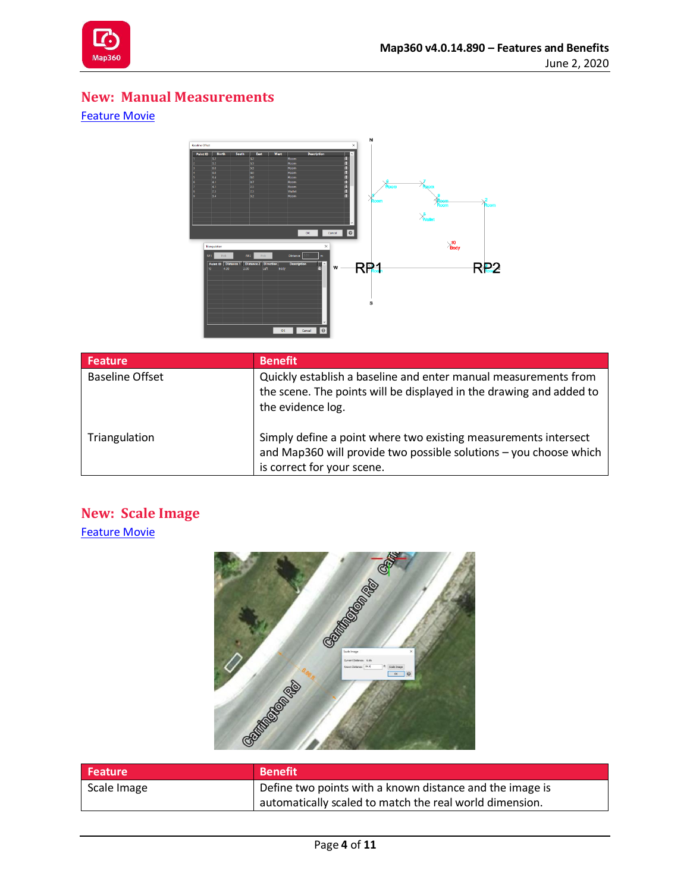## New: Manual Measurements

Feature Movie

| Feature | Benefit |
|---|---|
| Baseline Offset | Quickly establish a baseline and enter manual measurements from the scene. The points will be displayed in the drawing and added to the evidence log. |
| Triangulation | Simply define a point where two existing measurements intersect and Map360 will provide two possible solutions – you choose which is correct for your scene. |

## New: Scale Image

Feature Movie

| Feature | Benefit |
|---|---|
| Scale Image | Define two points with a known distance and the image is automatically scaled to match the real world dimension. |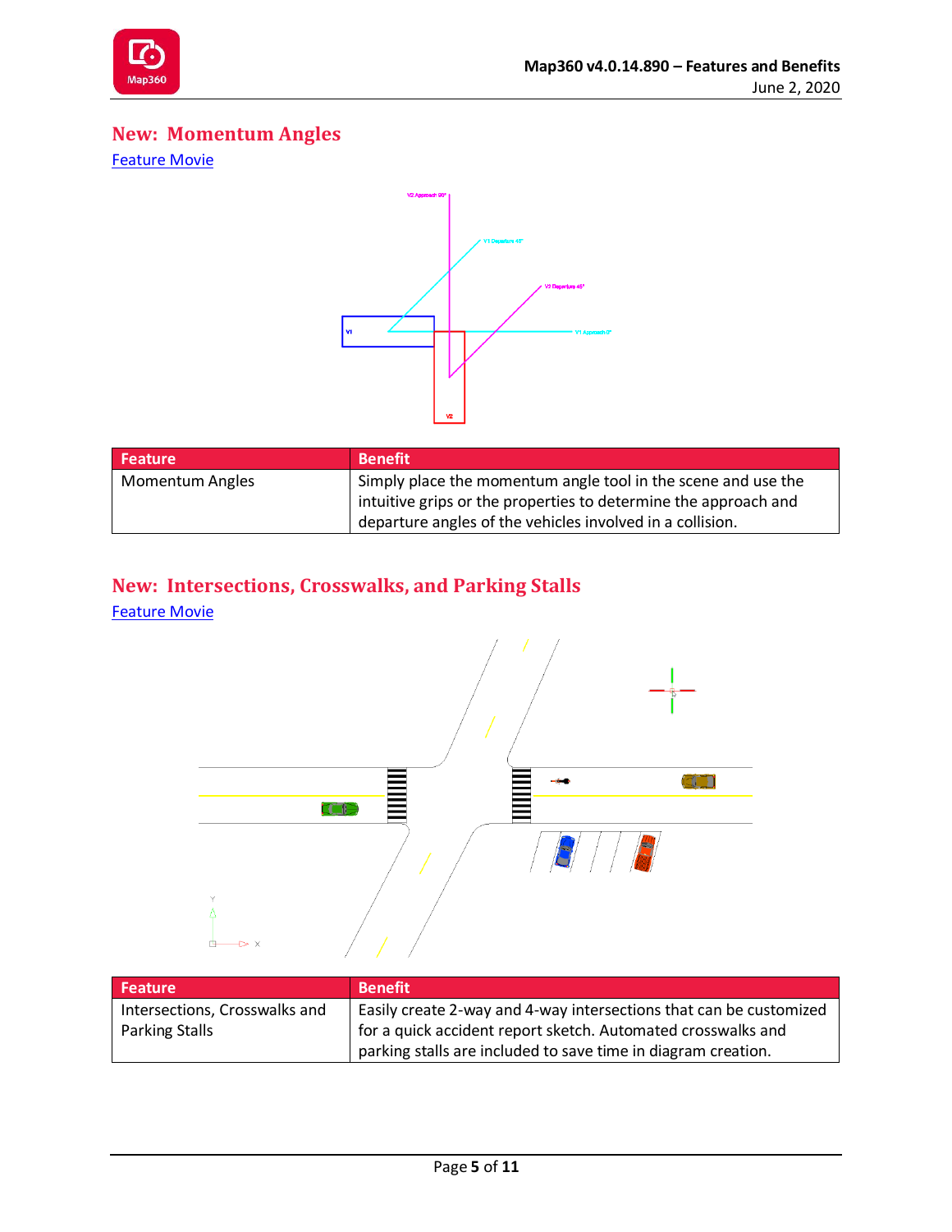## New: Momentum Angles

Feature Movie

| Feature | Benefit |
|---|---|
| Momentum Angles | Simply place the momentum angle tool in the scene and use the intuitive grips or the properties to determine the approach and departure angles of the vehicles involved in a collision. |

## New: Intersections, Crosswalks, and Parking Stalls

Feature Movie

| Feature | Benefit |
|---|---|
| Intersections, Crosswalks and Parking Stalls | Easily create 2-way and 4-way intersections that can be customized for a quick accident report sketch. Automated crosswalks and parking stalls are included to save time in diagram creation. |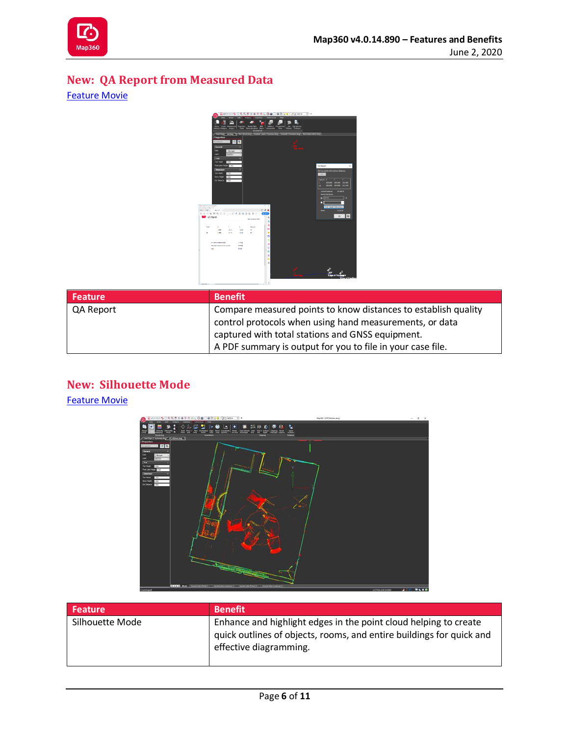## New: QA Report from Measured Data

[Feature Movie]

| Feature | Benefit |
| --- | --- |
| QA Report | Compare measured points to know distances to establish quality control protocols when using hand measurements, or data captured with total stations and GNSS equipment. A PDF summary is output for you to file in your case file. |

## New: Silhouette Mode

[Feature Movie]

| Feature | Benefit |
| --- | --- |
| Silhouette Mode | Enhance and highlight edges in the point cloud helping to create quick outlines of objects, rooms, and entire buildings for quick and effective diagramming. |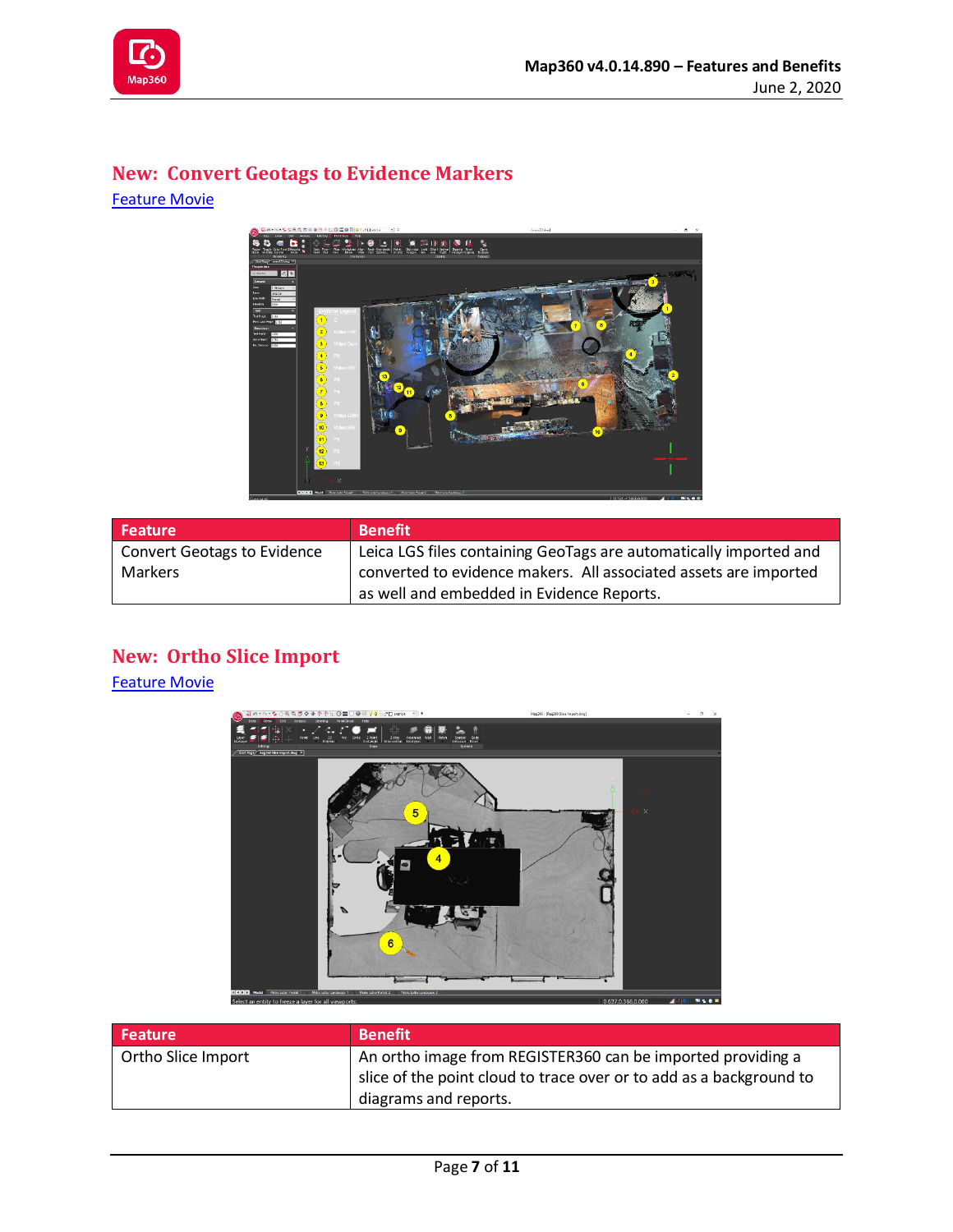## New: Convert Geotags to Evidence Markers

Feature Movie

| Feature | Benefit |
| --- | --- |
| Convert Geotags to Evidence Markers | Leica LGS files containing GeoTags are automatically imported and converted to evidence makers. All associated assets are imported as well and embedded in Evidence Reports. |

## New: Ortho Slice Import

Feature Movie

| Feature | Benefit |
| --- | --- |
| Ortho Slice Import | An ortho image from REGISTER360 can be imported providing a slice of the point cloud to trace over or to add as a background to diagrams and reports. |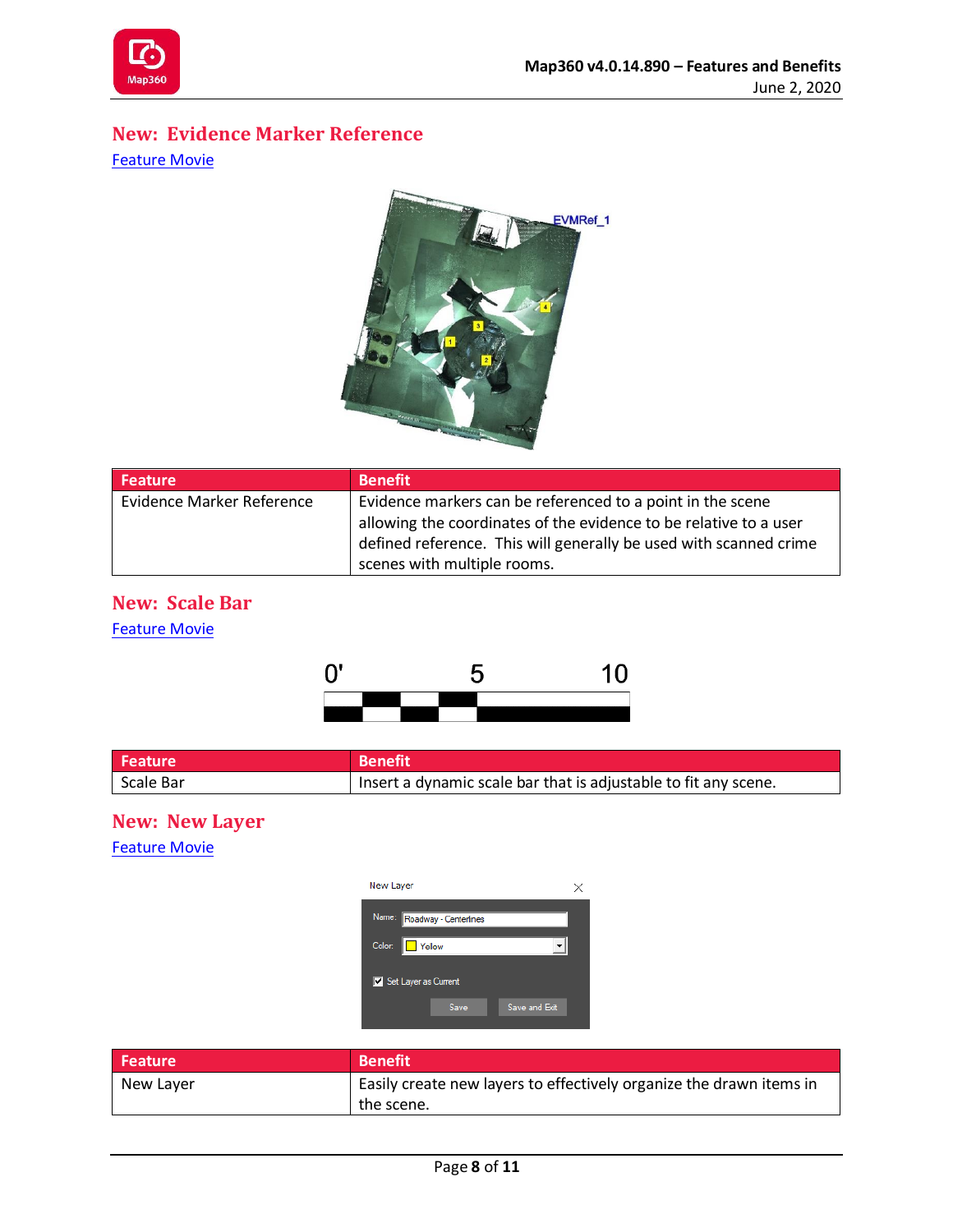## New: Evidence Marker Reference

Feature Movie

| Feature | Benefit |
|---|---|
| Evidence Marker Reference | Evidence markers can be referenced to a point in the scene allowing the coordinates of the evidence to be relative to a user defined reference. This will generally be used with scanned crime scenes with multiple rooms. |

## New: Scale Bar

Feature Movie

| Feature | Benefit |
|---|---|
| Scale Bar | Insert a dynamic scale bar that is adjustable to fit any scene. |

## New: New Layer

Feature Movie

| Feature | Benefit |
|---|---|
| New Layer | Easily create new layers to effectively organize the drawn items in the scene. |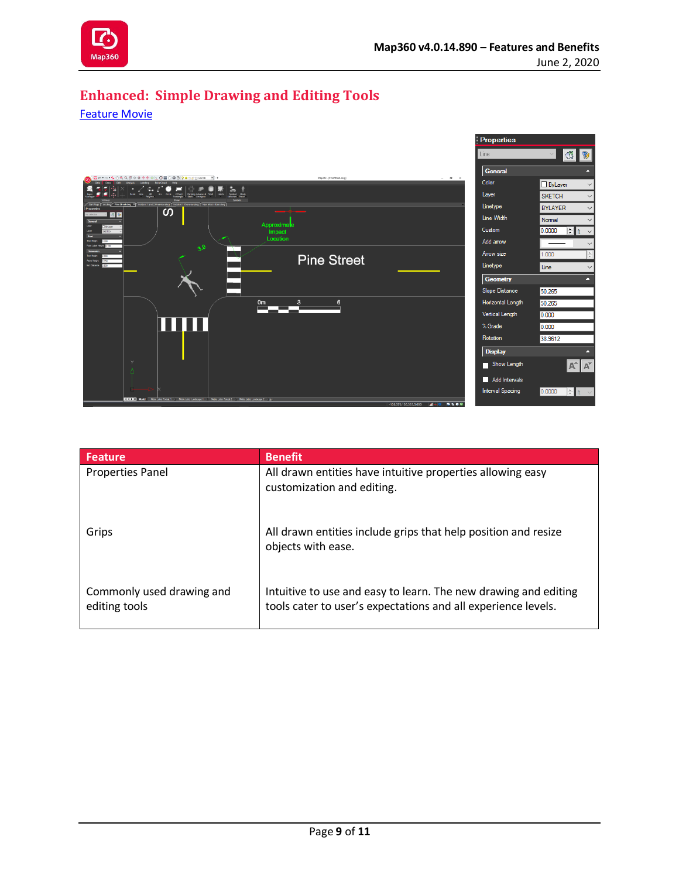## Enhanced: Simple Drawing and Editing Tools

[Feature Movie]

| Feature | Benefit |
| --- | --- |
| Properties Panel | All drawn entities have intuitive properties allowing easy customization and editing. |
| Grips | All drawn entities include grips that help position and resize objects with ease. |
| Commonly used drawing and editing tools | Intuitive to use and easy to learn. The new drawing and editing tools cater to user's expectations and all experience levels. |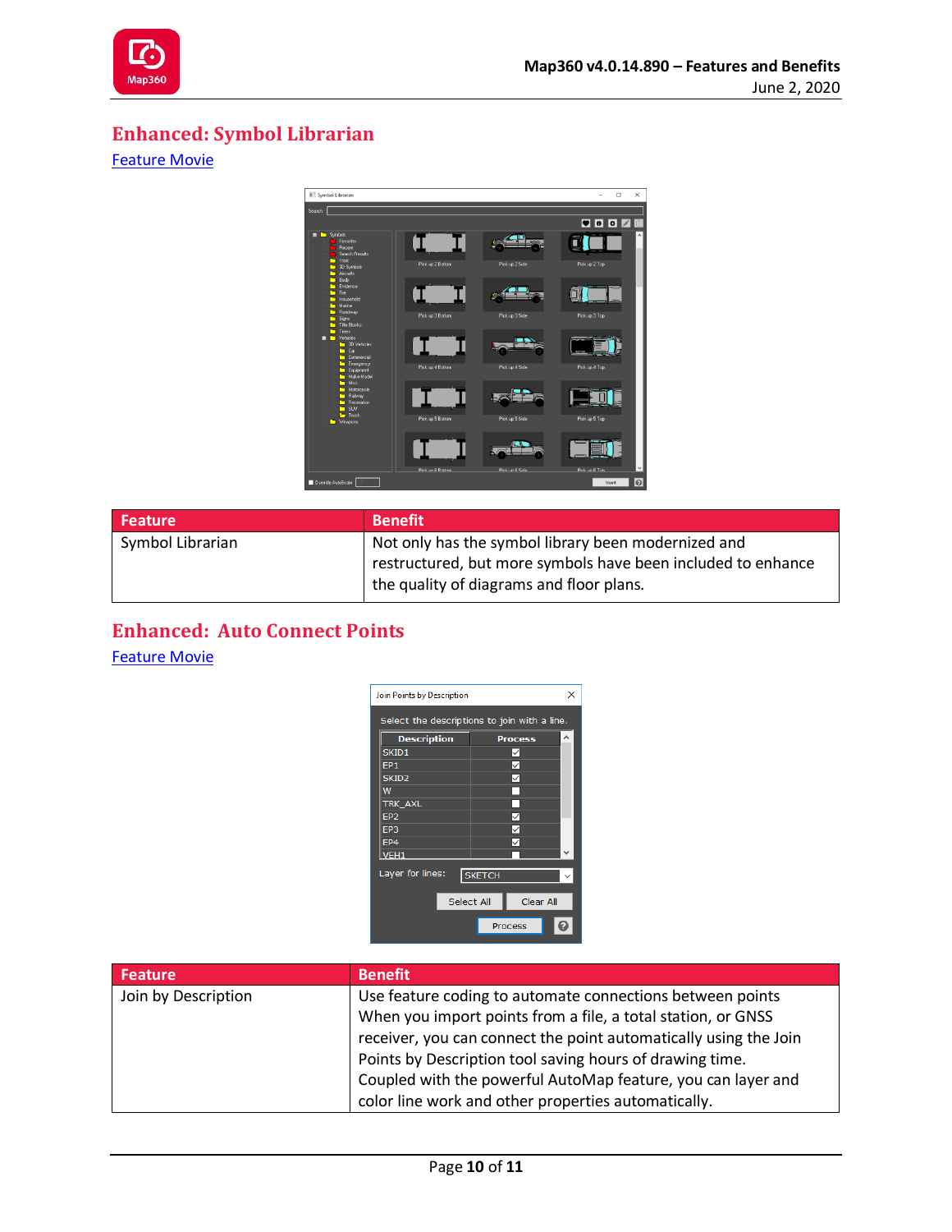## Enhanced: Symbol Librarian

[Feature Movie]

| Feature | Benefit |
| --- | --- |
| Symbol Librarian | Not only has the symbol library been modernized and restructured, but more symbols have been included to enhance the quality of diagrams and floor plans. |

## Enhanced: Auto Connect Points

[Feature Movie]

| Feature | Benefit |
| --- | --- |
| Join by Description | Use feature coding to automate connections between points When you import points from a file, a total station, or GNSS receiver, you can connect the point automatically using the Join Points by Description tool saving hours of drawing time. Coupled with the powerful AutoMap feature, you can layer and color line work and other properties automatically. |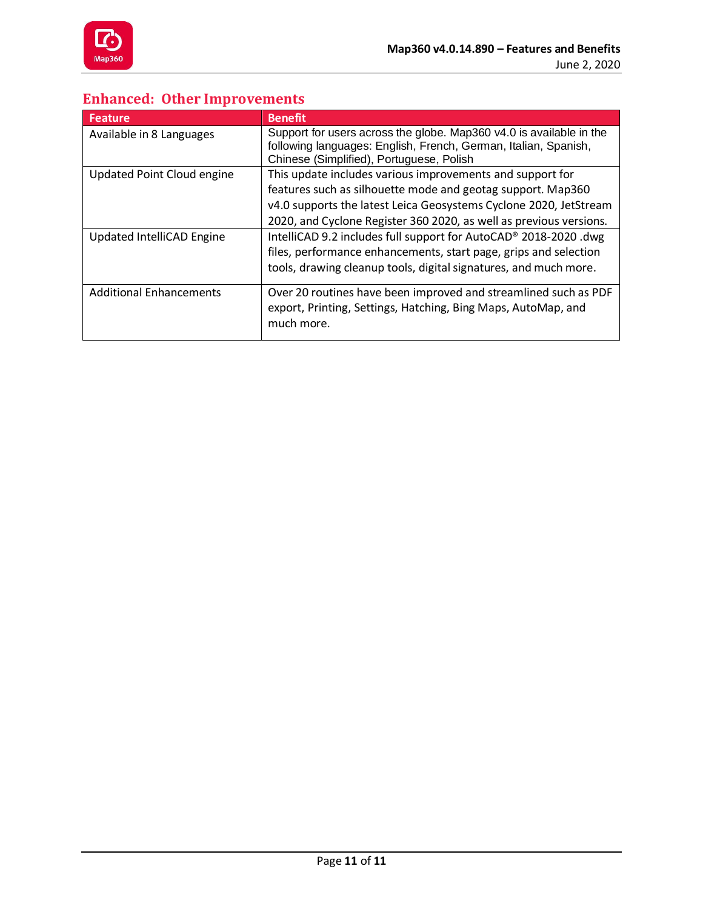## Enhanced: Other Improvements

| Feature | Benefit |
|---|---|
| Available in 8 Languages | Support for users across the globe. Map360 v4.0 is available in the following languages: English, French, German, Italian, Spanish, Chinese (Simplified), Portuguese, Polish |
| Updated Point Cloud engine | This update includes various improvements and support for features such as silhouette mode and geotag support. Map360 v4.0 supports the latest Leica Geosystems Cyclone 2020, JetStream 2020, and Cyclone Register 360 2020, as well as previous versions. |
| Updated IntelliCAD Engine | IntelliCAD 9.2 includes full support for AutoCAD® 2018-2020 .dwg files, performance enhancements, start page, grips and selection tools, drawing cleanup tools, digital signatures, and much more. |
| Additional Enhancements | Over 20 routines have been improved and streamlined such as PDF export, Printing, Settings, Hatching, Bing Maps, AutoMap, and much more. |